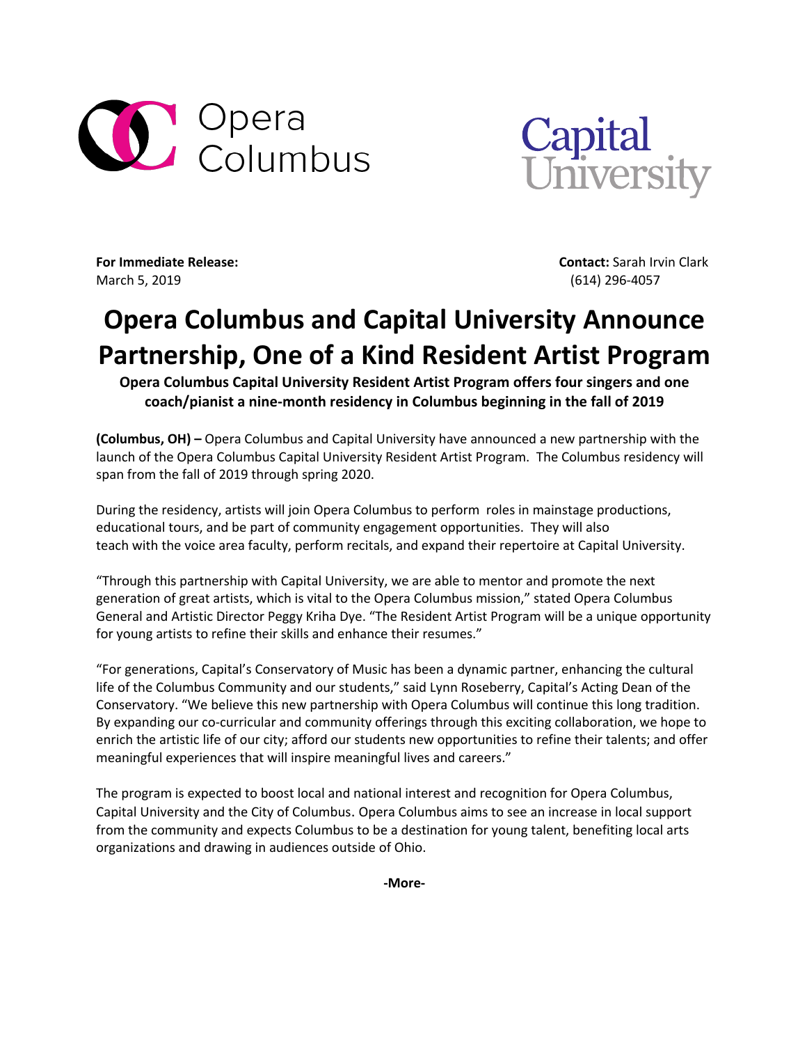Opera Columbus

Capital University

**For Immediate Release:**
March 5, 2019

**Contact:** Sarah Irvin Clark
(614) 296-4057

# Opera Columbus and Capital University Announce Partnership, One of a Kind Resident Artist Program

**Opera Columbus Capital University Resident Artist Program offers four singers and one coach/pianist a nine-month residency in Columbus beginning in the fall of 2019**

**(Columbus, OH) –** Opera Columbus and Capital University have announced a new partnership with the launch of the Opera Columbus Capital University Resident Artist Program. The Columbus residency will span from the fall of 2019 through spring 2020.

During the residency, artists will join Opera Columbus to perform roles in mainstage productions, educational tours, and be part of community engagement opportunities. They will also teach with the voice area faculty, perform recitals, and expand their repertoire at Capital University.

"Through this partnership with Capital University, we are able to mentor and promote the next generation of great artists, which is vital to the Opera Columbus mission," stated Opera Columbus General and Artistic Director Peggy Kriha Dye. "The Resident Artist Program will be a unique opportunity for young artists to refine their skills and enhance their resumes."

"For generations, Capital's Conservatory of Music has been a dynamic partner, enhancing the cultural life of the Columbus Community and our students," said Lynn Roseberry, Capital's Acting Dean of the Conservatory. "We believe this new partnership with Opera Columbus will continue this long tradition. By expanding our co-curricular and community offerings through this exciting collaboration, we hope to enrich the artistic life of our city; afford our students new opportunities to refine their talents; and offer meaningful experiences that will inspire meaningful lives and careers."

The program is expected to boost local and national interest and recognition for Opera Columbus, Capital University and the City of Columbus. Opera Columbus aims to see an increase in local support from the community and expects Columbus to be a destination for young talent, benefiting local arts organizations and drawing in audiences outside of Ohio.

**-More-**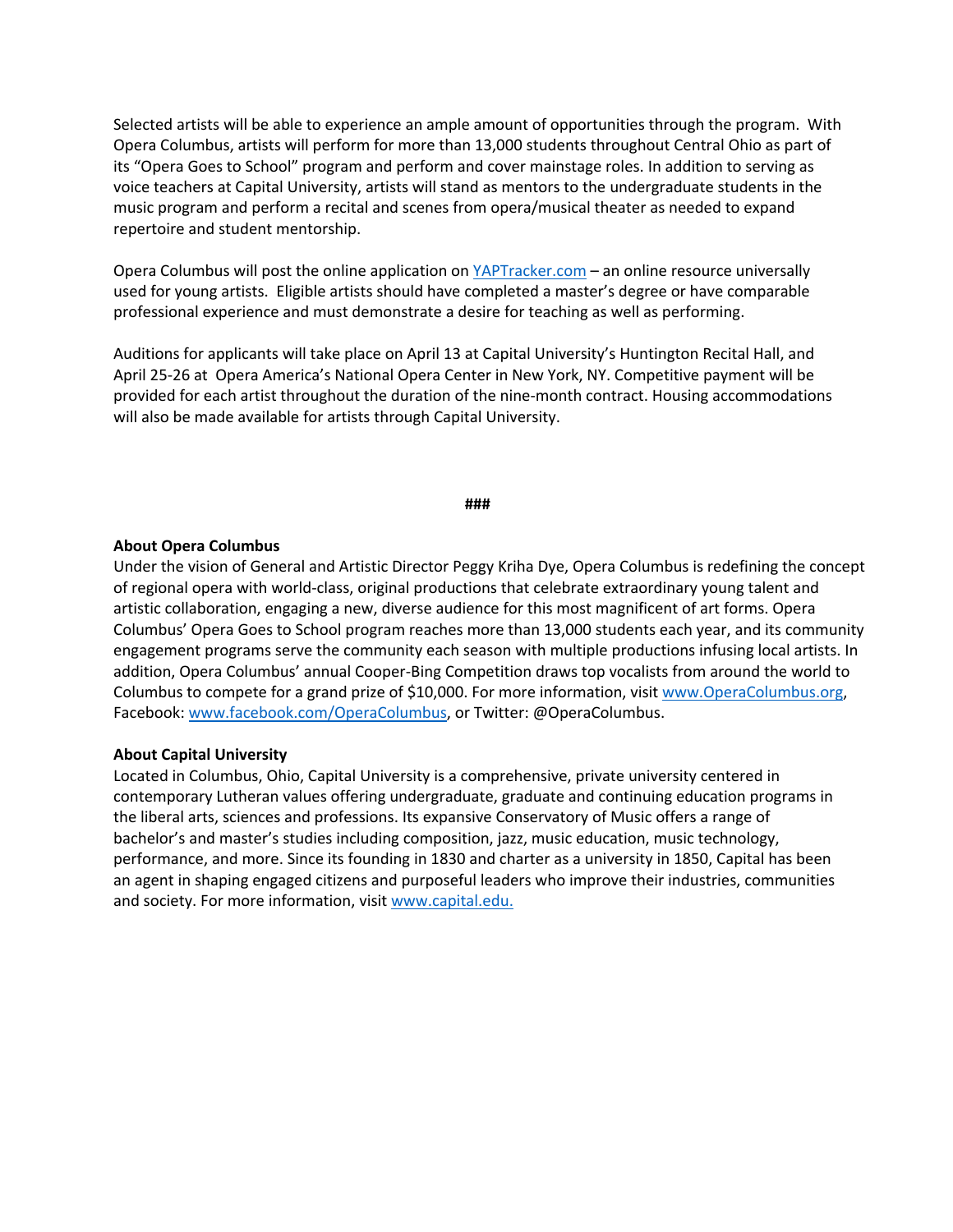Selected artists will be able to experience an ample amount of opportunities through the program. With Opera Columbus, artists will perform for more than 13,000 students throughout Central Ohio as part of its “Opera Goes to School” program and perform and cover mainstage roles. In addition to serving as voice teachers at Capital University, artists will stand as mentors to the undergraduate students in the music program and perform a recital and scenes from opera/musical theater as needed to expand repertoire and student mentorship.

Opera Columbus will post the online application on [YAPTracker.com](YAPTracker.com) – an online resource universally used for young artists. Eligible artists should have completed a master’s degree or have comparable professional experience and must demonstrate a desire for teaching as well as performing.

Auditions for applicants will take place on April 13 at Capital University’s Huntington Recital Hall, and April 25-26 at Opera America’s National Opera Center in New York, NY. Competitive payment will be provided for each artist throughout the duration of the nine-month contract. Housing accommodations will also be made available for artists through Capital University.

**###**

**About Opera Columbus**

Under the vision of General and Artistic Director Peggy Kriha Dye, Opera Columbus is redefining the concept of regional opera with world-class, original productions that celebrate extraordinary young talent and artistic collaboration, engaging a new, diverse audience for this most magnificent of art forms. Opera Columbus’ Opera Goes to School program reaches more than 13,000 students each year, and its community engagement programs serve the community each season with multiple productions infusing local artists. In addition, Opera Columbus’ annual Cooper-Bing Competition draws top vocalists from around the world to Columbus to compete for a grand prize of $10,000. For more information, visit [www.OperaColumbus.org](www.OperaColumbus.org), Facebook: [www.facebook.com/OperaColumbus](www.facebook.com/OperaColumbus), or Twitter: @OperaColumbus.

**About Capital University**

Located in Columbus, Ohio, Capital University is a comprehensive, private university centered in contemporary Lutheran values offering undergraduate, graduate and continuing education programs in the liberal arts, sciences and professions. Its expansive Conservatory of Music offers a range of bachelor’s and master’s studies including composition, jazz, music education, music technology, performance, and more. Since its founding in 1830 and charter as a university in 1850, Capital has been an agent in shaping engaged citizens and purposeful leaders who improve their industries, communities and society. For more information, visit [www.capital.edu.](www.capital.edu)